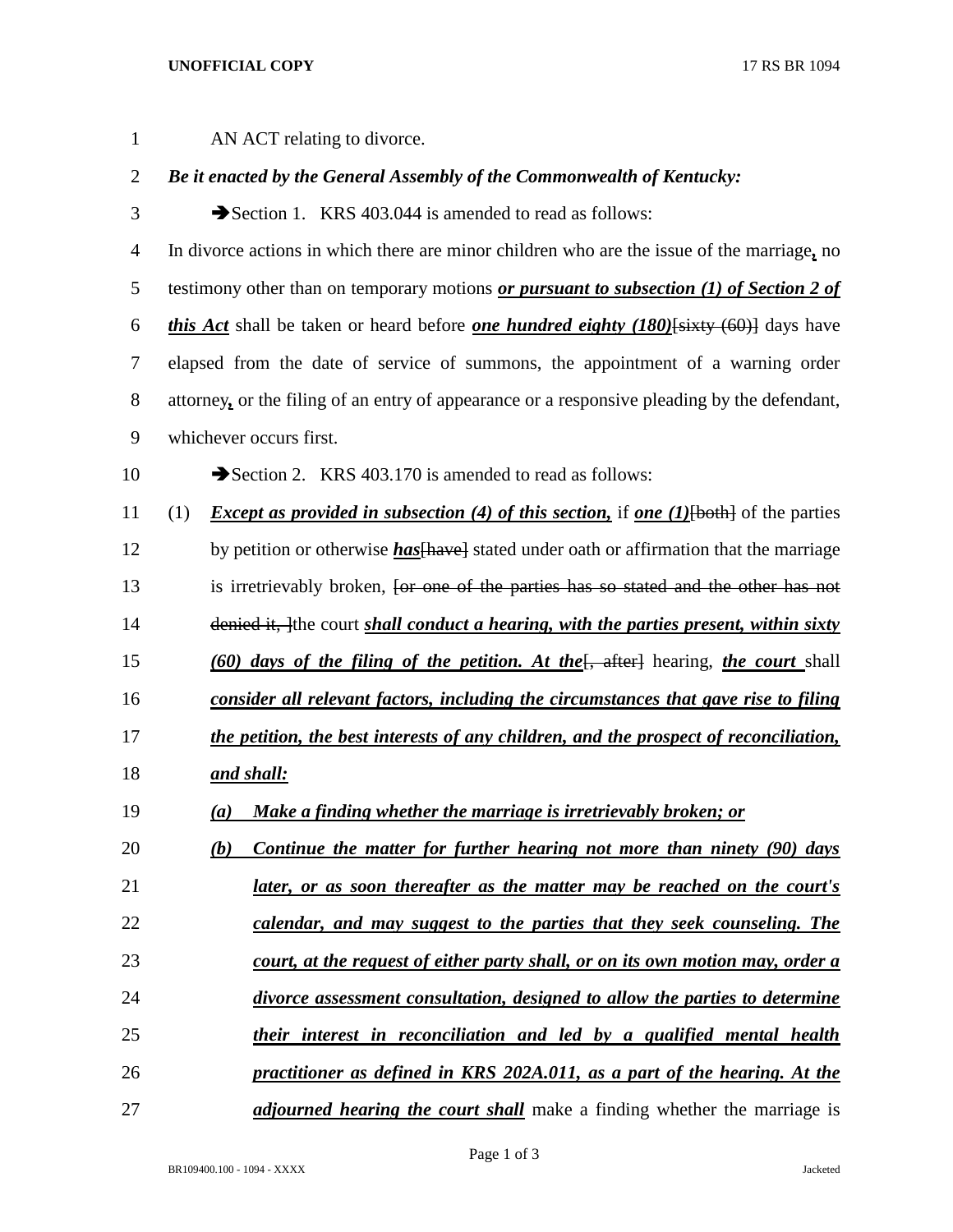AN ACT relating to divorce.

***Be it enacted by the General Assembly of the Commonwealth of Kentucky:***

➔Section 1. KRS 403.044 is amended to read as follows:

In divorce actions in which there are minor children who are the issue of the marriage**,** no testimony other than on temporary motions ***or pursuant to subsection (1) of Section 2 of this Act*** shall be taken or heard before ***one hundred eighty (180)***~~[sixty (60)]~~ days have elapsed from the date of service of summons, the appointment of a warning order attorney**,** or the filing of an entry of appearance or a responsive pleading by the defendant, whichever occurs first.

➔Section 2. KRS 403.170 is amended to read as follows:

(1) ***Except as provided in subsection (4) of this section,*** if ***one (1)***~~[both]~~ of the parties by petition or otherwise ***has***~~[have]~~ stated under oath or affirmation that the marriage is irretrievably broken, ~~[or one of the parties has so stated and the other has not denied it, ]~~the court ***shall conduct a hearing, with the parties present, within sixty (60) days of the filing of the petition. At the***~~[, after]~~ hearing, ***the court*** shall ***consider all relevant factors, including the circumstances that gave rise to filing the petition, the best interests of any children, and the prospect of reconciliation, and shall:***

***(a) Make a finding whether the marriage is irretrievably broken; or***

***(b) Continue the matter for further hearing not more than ninety (90) days later, or as soon thereafter as the matter may be reached on the court's calendar, and may suggest to the parties that they seek counseling. The court, at the request of either party shall, or on its own motion may, order a divorce assessment consultation, designed to allow the parties to determine their interest in reconciliation and led by a qualified mental health practitioner as defined in KRS 202A.011, as a part of the hearing. At the adjourned hearing the court shall*** make a finding whether the marriage is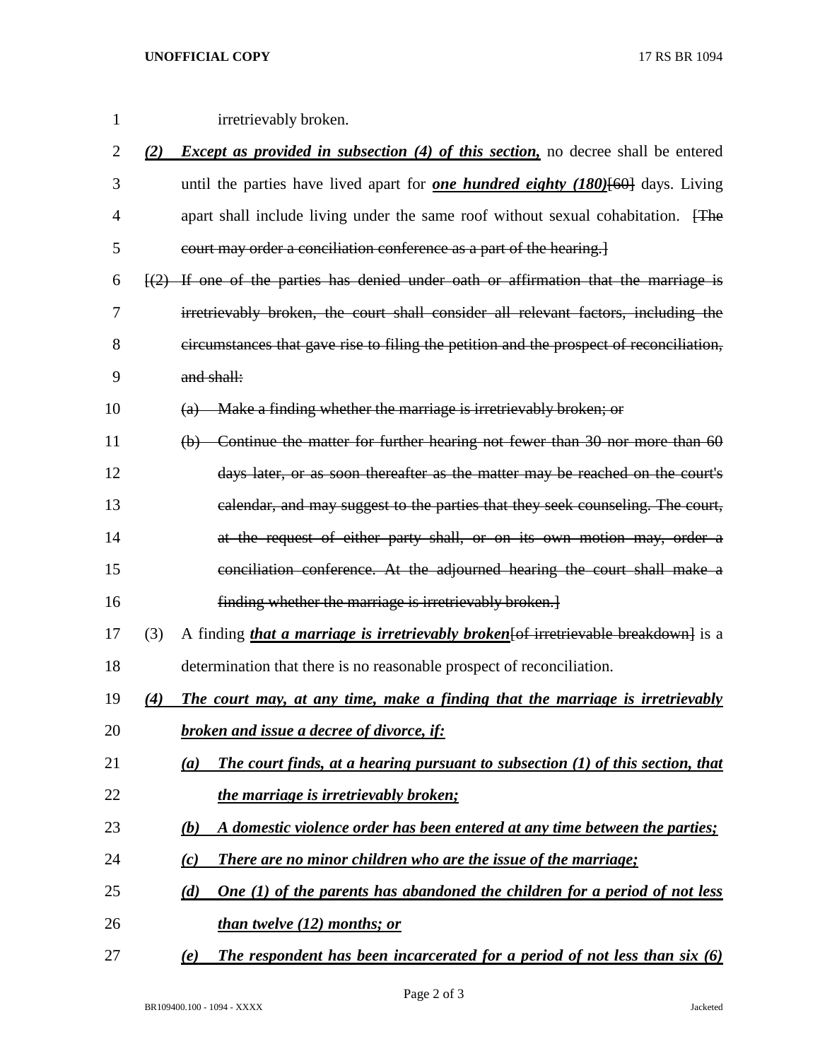irretrievably broken.

*(2)* ***Except as provided in subsection (4) of this section,*** no decree shall be entered until the parties have lived apart for ***one hundred eighty (180)***~~[60]~~ days. Living apart shall include living under the same roof without sexual cohabitation. ~~[The court may order a conciliation conference as a part of the hearing.]~~

~~[(2) If one of the parties has denied under oath or affirmation that the marriage is irretrievably broken, the court shall consider all relevant factors, including the circumstances that gave rise to filing the petition and the prospect of reconciliation, and shall:~~

~~(a) Make a finding whether the marriage is irretrievably broken; or~~

~~(b) Continue the matter for further hearing not fewer than 30 nor more than 60 days later, or as soon thereafter as the matter may be reached on the court's calendar, and may suggest to the parties that they seek counseling. The court, at the request of either party shall, or on its own motion may, order a conciliation conference. At the adjourned hearing the court shall make a finding whether the marriage is irretrievably broken.]~~

(3) A finding ***that a marriage is irretrievably broken***~~[of irretrievable breakdown]~~ is a determination that there is no reasonable prospect of reconciliation.

***(4) The court may, at any time, make a finding that the marriage is irretrievably broken and issue a decree of divorce, if:***

***(a) The court finds, at a hearing pursuant to subsection (1) of this section, that the marriage is irretrievably broken;***

***(b) A domestic violence order has been entered at any time between the parties;***

***(c) There are no minor children who are the issue of the marriage;***

***(d) One (1) of the parents has abandoned the children for a period of not less than twelve (12) months; or***

***(e) The respondent has been incarcerated for a period of not less than six (6)***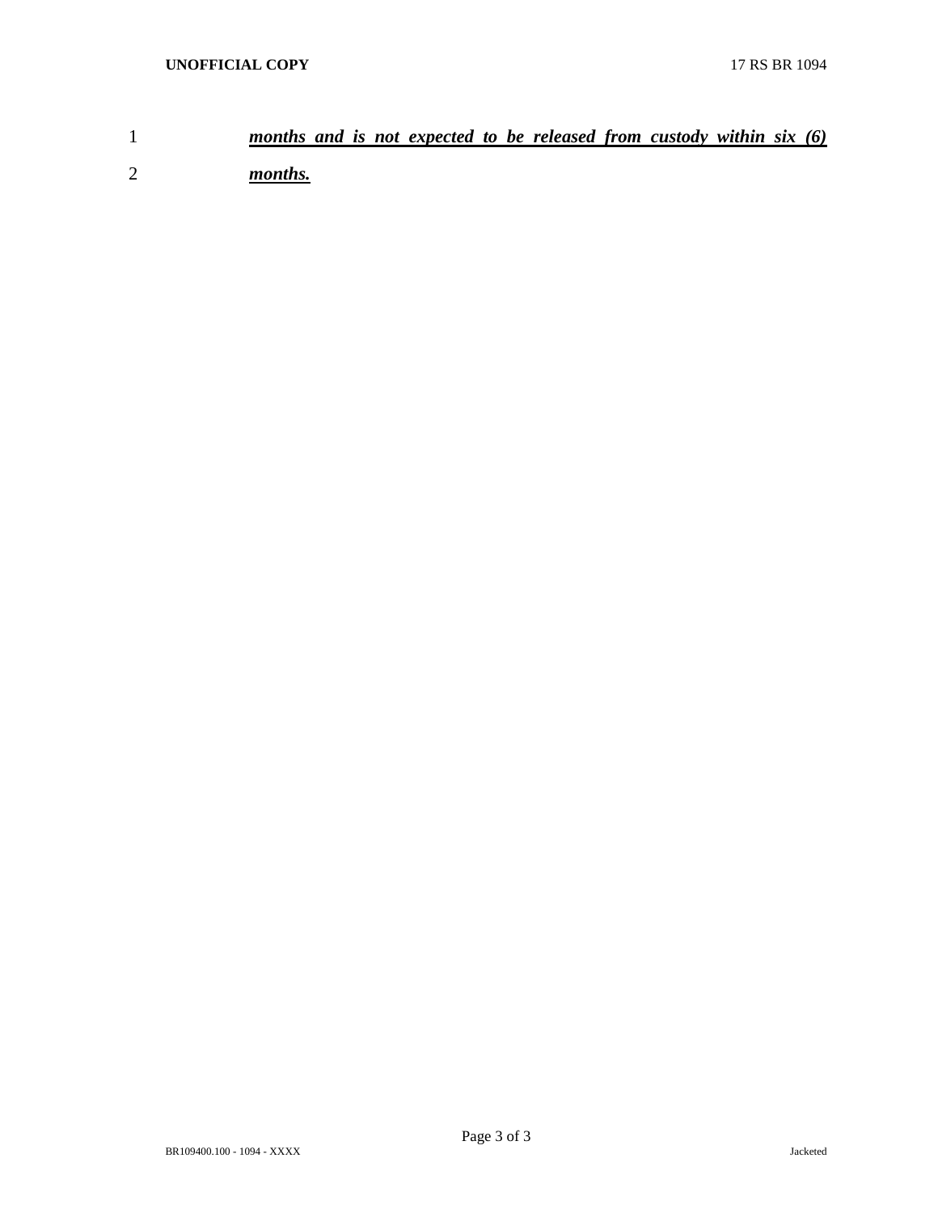***months and is not expected to be released from custody within six (6) months.***